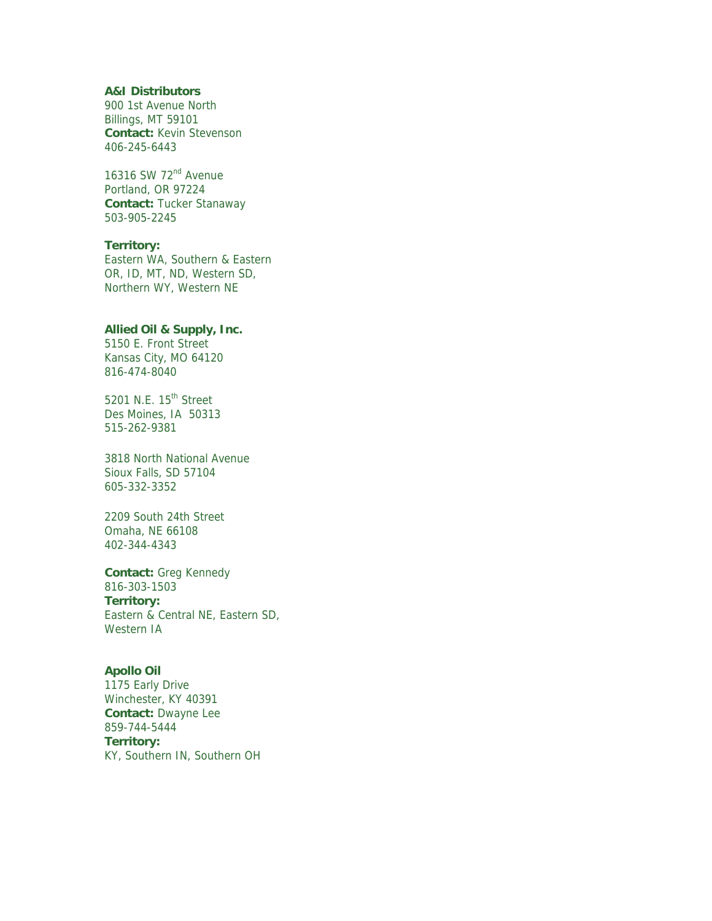**A&I Distributors**
900 1st Avenue North
Billings, MT 59101
**Contact:** Kevin Stevenson
406-245-6443

16316 SW 72nd Avenue
Portland, OR 97224
**Contact:** Tucker Stanaway
503-905-2245

**Territory:**
Eastern WA, Southern & Eastern OR, ID, MT, ND, Western SD, Northern WY, Western NE

**Allied Oil & Supply, Inc.**
5150 E. Front Street
Kansas City, MO 64120
816-474-8040

5201 N.E. 15th Street
Des Moines, IA 50313
515-262-9381

3818 North National Avenue
Sioux Falls, SD 57104
605-332-3352

2209 South 24th Street
Omaha, NE 66108
402-344-4343

**Contact:** Greg Kennedy
816-303-1503
**Territory:**
Eastern & Central NE, Eastern SD, Western IA

**Apollo Oil**
1175 Early Drive
Winchester, KY 40391
**Contact:** Dwayne Lee
859-744-5444
**Territory:**
KY, Southern IN, Southern OH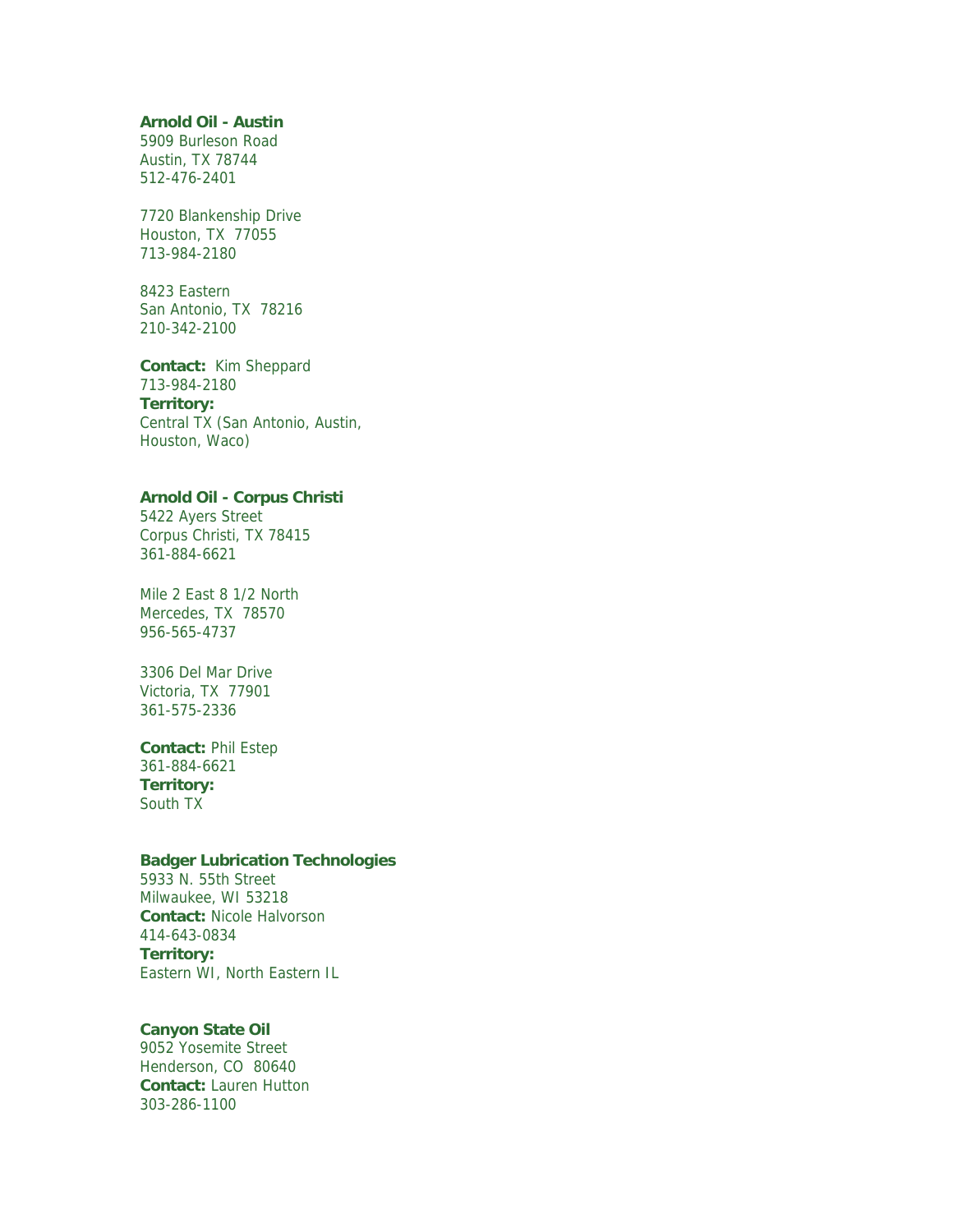**Arnold Oil - Austin**
5909 Burleson Road
Austin, TX 78744
512-476-2401

7720 Blankenship Drive
Houston, TX 77055
713-984-2180

8423 Eastern
San Antonio, TX 78216
210-342-2100

**Contact:** Kim Sheppard
713-984-2180
**Territory:**
Central TX (San Antonio, Austin, Houston, Waco)

**Arnold Oil - Corpus Christi**
5422 Ayers Street
Corpus Christi, TX 78415
361-884-6621

Mile 2 East 8 1/2 North
Mercedes, TX 78570
956-565-4737

3306 Del Mar Drive
Victoria, TX 77901
361-575-2336

**Contact:** Phil Estep
361-884-6621
**Territory:**
South TX

**Badger Lubrication Technologies**
5933 N. 55th Street
Milwaukee, WI 53218
**Contact:** Nicole Halvorson
414-643-0834
**Territory:**
Eastern WI, North Eastern IL

**Canyon State Oil**
9052 Yosemite Street
Henderson, CO 80640
**Contact:** Lauren Hutton
303-286-1100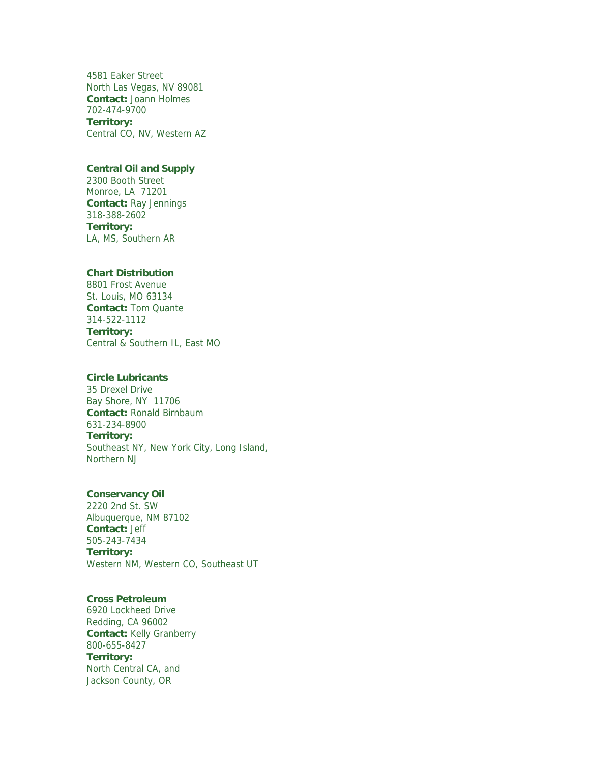4581 Eaker Street
North Las Vegas, NV 89081
**Contact:** Joann Holmes
702-474-9700
**Territory:**
Central CO, NV, Western AZ

**Central Oil and Supply**
2300 Booth Street
Monroe, LA 71201
**Contact:** Ray Jennings
318-388-2602
**Territory:**
LA, MS, Southern AR

**Chart Distribution**
8801 Frost Avenue
St. Louis, MO 63134
**Contact:** Tom Quante
314-522-1112
**Territory:**
Central & Southern IL, East MO

**Circle Lubricants**
35 Drexel Drive
Bay Shore, NY 11706
**Contact:** Ronald Birnbaum
631-234-8900
**Territory:**
Southeast NY, New York City, Long Island,
Northern NJ

**Conservancy Oil**
2220 2nd St. SW
Albuquerque, NM 87102
**Contact:** Jeff
505-243-7434
**Territory:**
Western NM, Western CO, Southeast UT

**Cross Petroleum**
6920 Lockheed Drive
Redding, CA 96002
**Contact:** Kelly Granberry
800-655-8427
**Territory:**
North Central CA, and
Jackson County, OR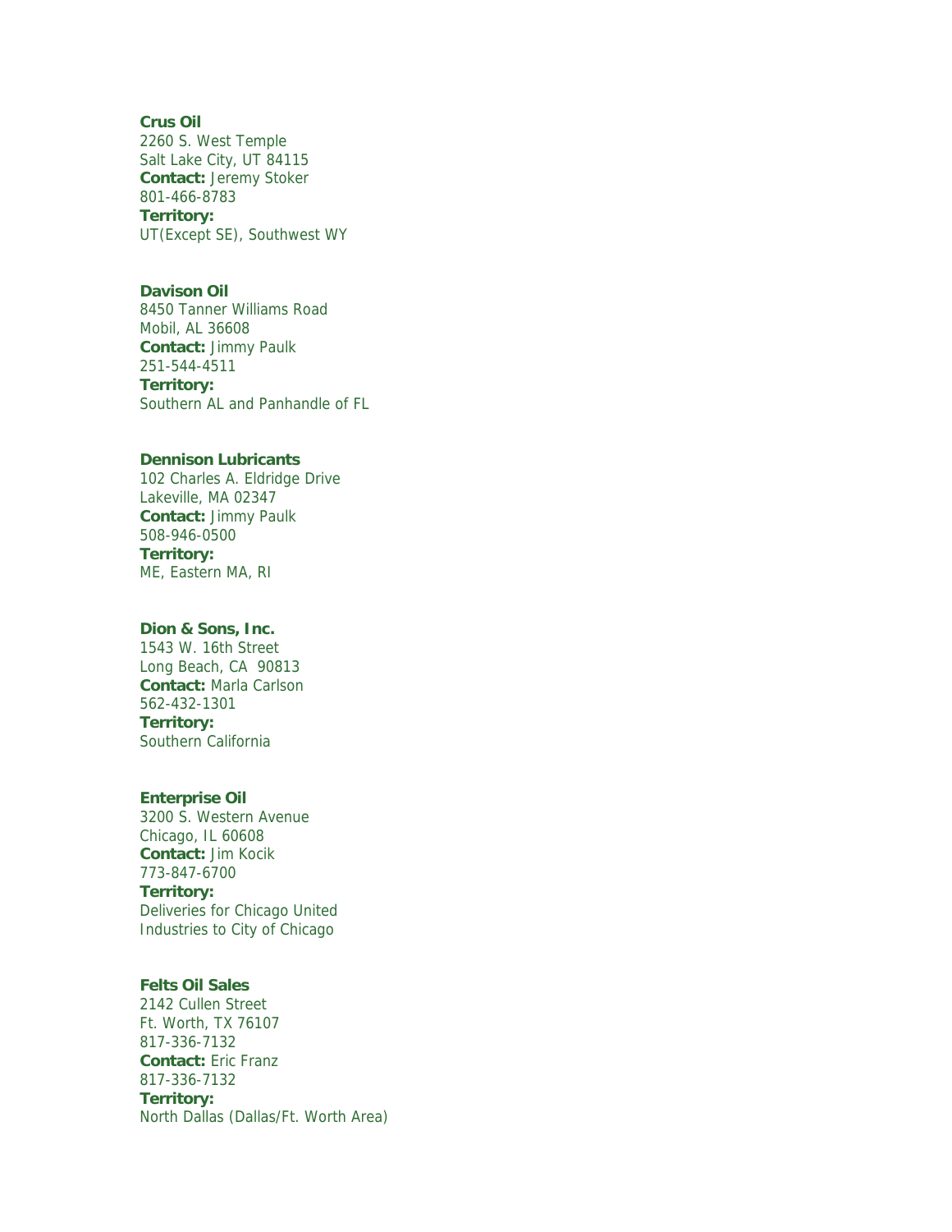**Crus Oil**
2260 S. West Temple
Salt Lake City, UT 84115
**Contact:** Jeremy Stoker
801-466-8783
**Territory:**
UT(Except SE), Southwest WY

**Davison Oil**
8450 Tanner Williams Road
Mobil, AL 36608
**Contact:** Jimmy Paulk
251-544-4511
**Territory:**
Southern AL and Panhandle of FL

**Dennison Lubricants**
102 Charles A. Eldridge Drive
Lakeville, MA 02347
**Contact:** Jimmy Paulk
508-946-0500
**Territory:**
ME, Eastern MA, RI

**Dion & Sons, Inc.**
1543 W. 16th Street
Long Beach, CA 90813
**Contact:** Marla Carlson
562-432-1301
**Territory:**
Southern California

**Enterprise Oil**
3200 S. Western Avenue
Chicago, IL 60608
**Contact:** Jim Kocik
773-847-6700
**Territory:**
Deliveries for Chicago United Industries to City of Chicago

**Felts Oil Sales**
2142 Cullen Street
Ft. Worth, TX 76107
817-336-7132
**Contact:** Eric Franz
817-336-7132
**Territory:**
North Dallas (Dallas/Ft. Worth Area)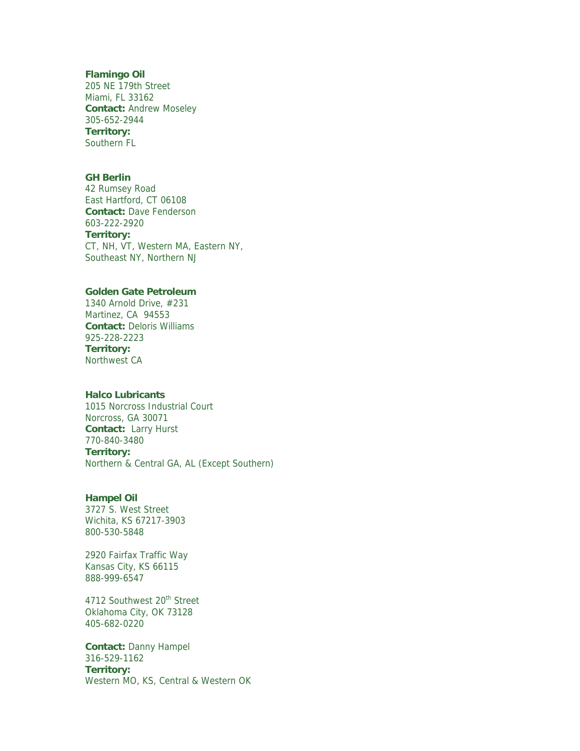**Flamingo Oil**
205 NE 179th Street
Miami, FL 33162
**Contact:** Andrew Moseley
305-652-2944
**Territory:**
Southern FL

**GH Berlin**
42 Rumsey Road
East Hartford, CT 06108
**Contact:** Dave Fenderson
603-222-2920
**Territory:**
CT, NH, VT, Western MA, Eastern NY, Southeast NY, Northern NJ

**Golden Gate Petroleum**
1340 Arnold Drive, #231
Martinez, CA 94553
**Contact:** Deloris Williams
925-228-2223
**Territory:**
Northwest CA

**Halco Lubricants**
1015 Norcross Industrial Court
Norcross, GA 30071
**Contact:** Larry Hurst
770-840-3480
**Territory:**
Northern & Central GA, AL (Except Southern)

**Hampel Oil**
3727 S. West Street
Wichita, KS 67217-3903
800-530-5848

2920 Fairfax Traffic Way
Kansas City, KS 66115
888-999-6547

4712 Southwest 20th Street
Oklahoma City, OK 73128
405-682-0220

**Contact:** Danny Hampel
316-529-1162
**Territory:**
Western MO, KS, Central & Western OK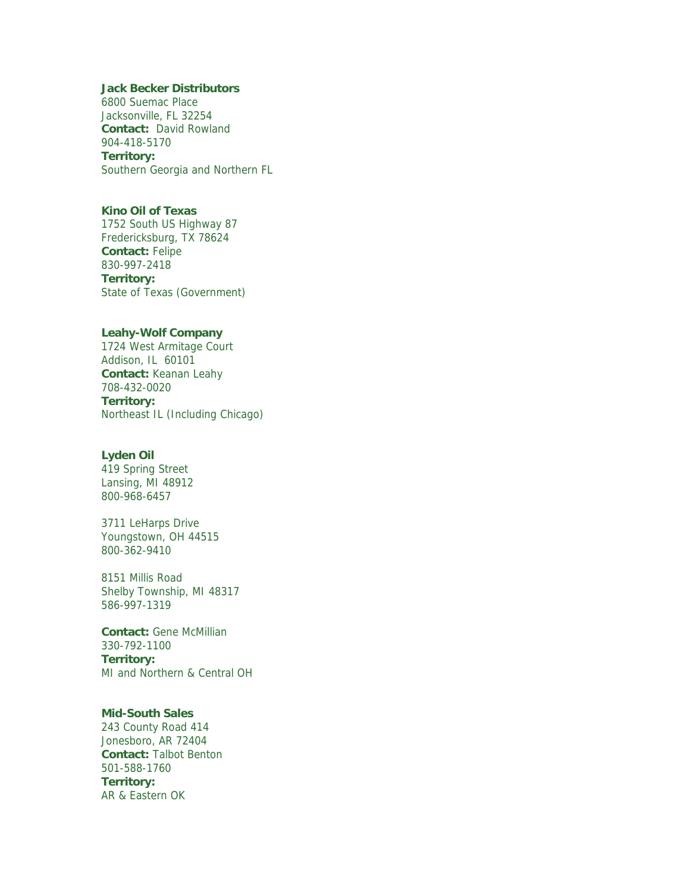**Jack Becker Distributors**
6800 Suemac Place
Jacksonville, FL 32254
**Contact:** David Rowland
904-418-5170
**Territory:**
Southern Georgia and Northern FL

**Kino Oil of Texas**
1752 South US Highway 87
Fredericksburg, TX 78624
**Contact:** Felipe
830-997-2418
**Territory:**
State of Texas (Government)

**Leahy-Wolf Company**
1724 West Armitage Court
Addison, IL 60101
**Contact:** Keanan Leahy
708-432-0020
**Territory:**
Northeast IL (Including Chicago)

**Lyden Oil**
419 Spring Street
Lansing, MI 48912
800-968-6457

3711 LeHarps Drive
Youngstown, OH 44515
800-362-9410

8151 Millis Road
Shelby Township, MI 48317
586-997-1319

**Contact:** Gene McMillian
330-792-1100
**Territory:**
MI and Northern & Central OH

**Mid-South Sales**
243 County Road 414
Jonesboro, AR 72404
**Contact:** Talbot Benton
501-588-1760
**Territory:**
AR & Eastern OK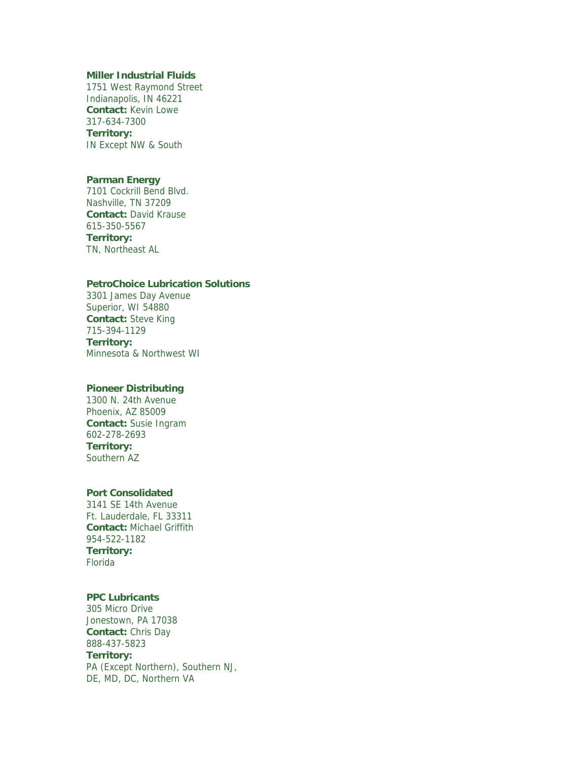**Miller Industrial Fluids**
1751 West Raymond Street
Indianapolis, IN 46221
**Contact:** Kevin Lowe
317-634-7300
**Territory:**
IN Except NW & South

**Parman Energy**
7101 Cockrill Bend Blvd.
Nashville, TN 37209
**Contact:** David Krause
615-350-5567
**Territory:**
TN, Northeast AL

**PetroChoice Lubrication Solutions**
3301 James Day Avenue
Superior, WI 54880
**Contact:** Steve King
715-394-1129
**Territory:**
Minnesota & Northwest WI

**Pioneer Distributing**
1300 N. 24th Avenue
Phoenix, AZ 85009
**Contact:** Susie Ingram
602-278-2693
**Territory:**
Southern AZ

**Port Consolidated**
3141 SE 14th Avenue
Ft. Lauderdale, FL 33311
**Contact:** Michael Griffith
954-522-1182
**Territory:**
Florida

**PPC Lubricants**
305 Micro Drive
Jonestown, PA 17038
**Contact:** Chris Day
888-437-5823
**Territory:**
PA (Except Northern), Southern NJ, DE, MD, DC, Northern VA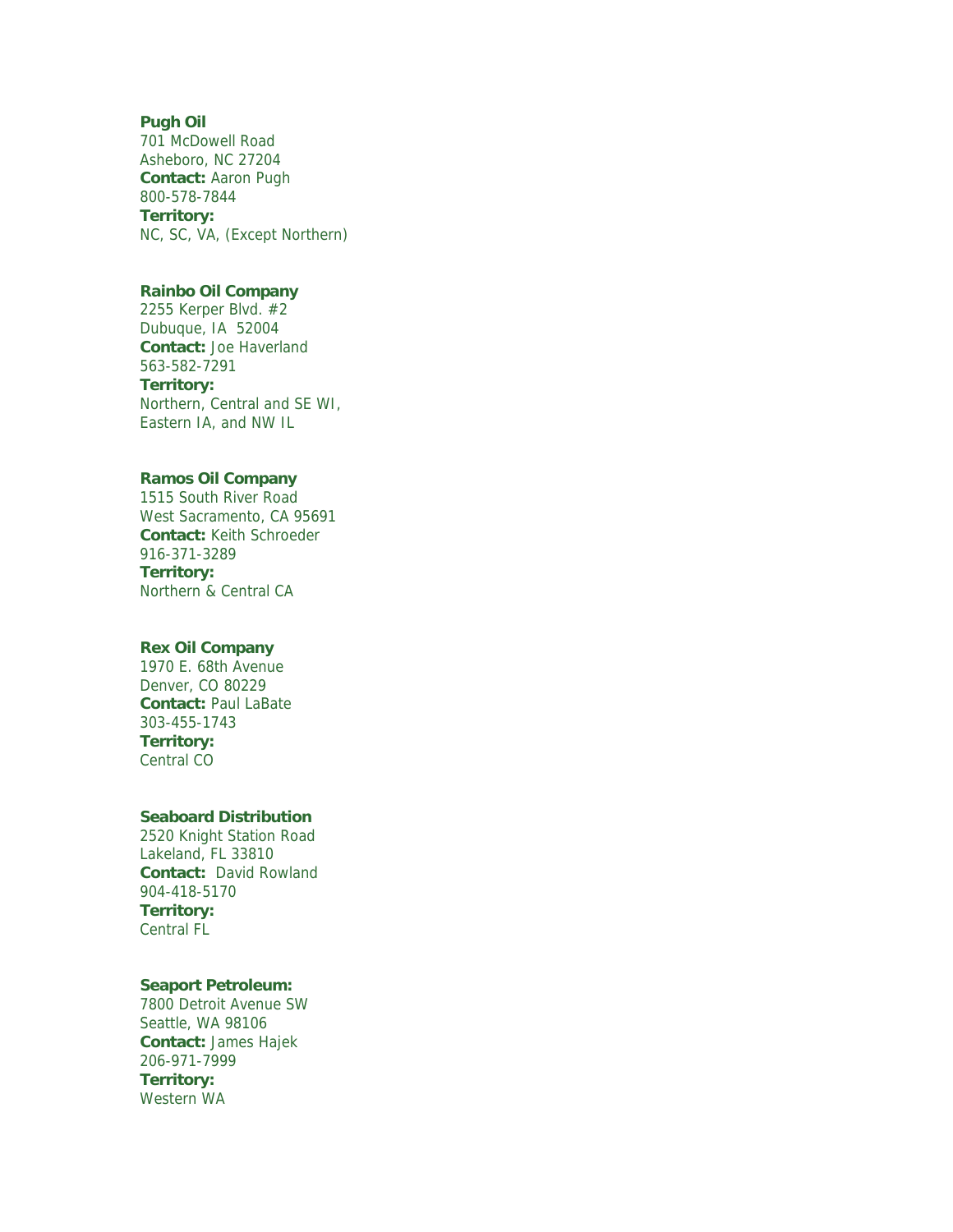**Pugh Oil**
701 McDowell Road
Asheboro, NC 27204
**Contact:** Aaron Pugh
800-578-7844
**Territory:**
NC, SC, VA, (Except Northern)

**Rainbo Oil Company**
2255 Kerper Blvd. #2
Dubuque, IA 52004
**Contact:** Joe Haverland
563-582-7291
**Territory:**
Northern, Central and SE WI,
Eastern IA, and NW IL

**Ramos Oil Company**
1515 South River Road
West Sacramento, CA 95691
**Contact:** Keith Schroeder
916-371-3289
**Territory:**
Northern & Central CA

**Rex Oil Company**
1970 E. 68th Avenue
Denver, CO 80229
**Contact:** Paul LaBate
303-455-1743
**Territory:**
Central CO

**Seaboard Distribution**
2520 Knight Station Road
Lakeland, FL 33810
**Contact:** David Rowland
904-418-5170
**Territory:**
Central FL

**Seaport Petroleum:**
7800 Detroit Avenue SW
Seattle, WA 98106
**Contact:** James Hajek
206-971-7999
**Territory:**
Western WA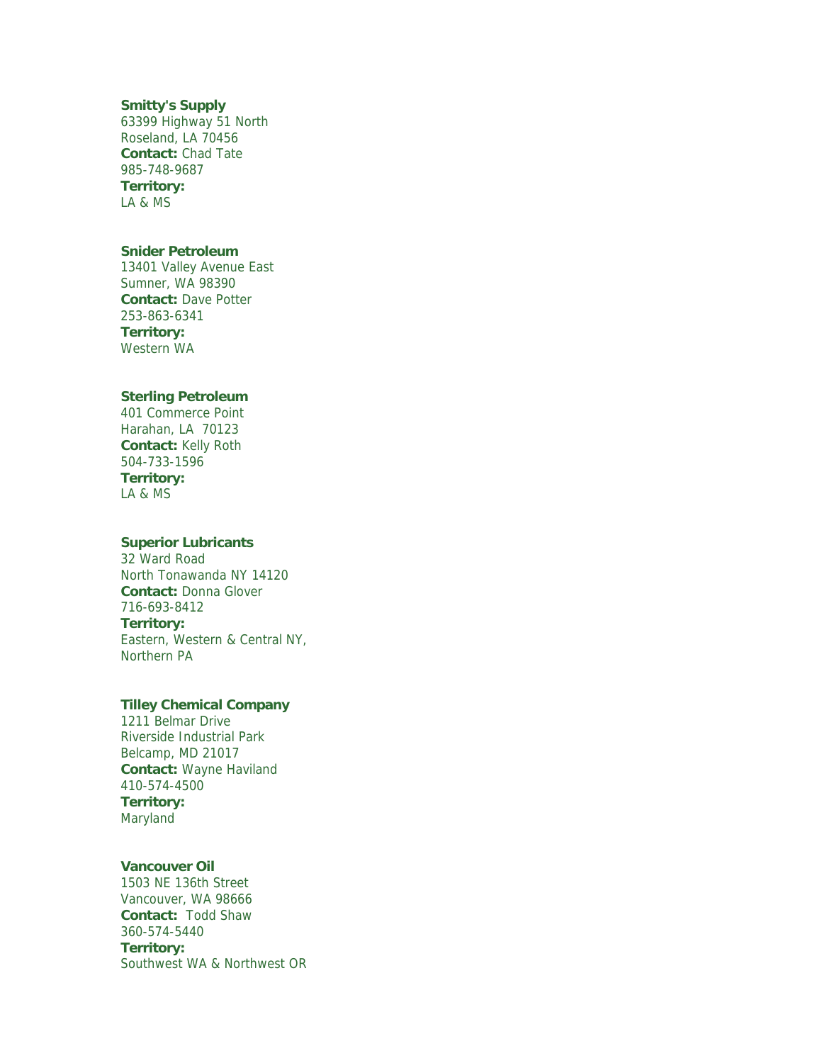**Smitty's Supply**
63399 Highway 51 North
Roseland, LA 70456
**Contact:** Chad Tate
985-748-9687
**Territory:**
LA & MS

**Snider Petroleum**
13401 Valley Avenue East
Sumner, WA 98390
**Contact:** Dave Potter
253-863-6341
**Territory:**
Western WA

**Sterling Petroleum**
401 Commerce Point
Harahan, LA 70123
**Contact:** Kelly Roth
504-733-1596
**Territory:**
LA & MS

**Superior Lubricants**
32 Ward Road
North Tonawanda NY 14120
**Contact:** Donna Glover
716-693-8412
**Territory:**
Eastern, Western & Central NY,
Northern PA

**Tilley Chemical Company**
1211 Belmar Drive
Riverside Industrial Park
Belcamp, MD 21017
**Contact:** Wayne Haviland
410-574-4500
**Territory:**
Maryland

**Vancouver Oil**
1503 NE 136th Street
Vancouver, WA 98666
**Contact:** Todd Shaw
360-574-5440
**Territory:**
Southwest WA & Northwest OR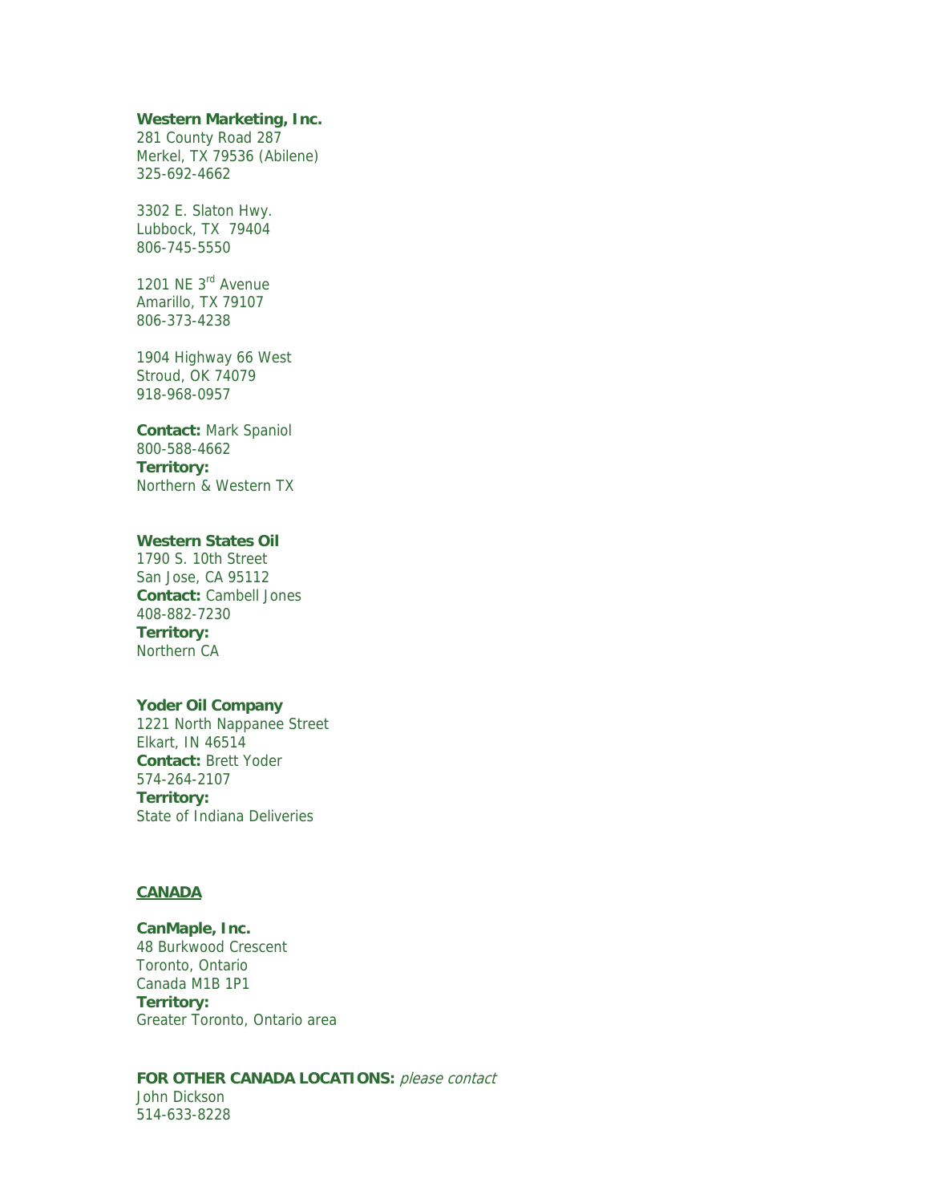**Western Marketing, Inc.**
281 County Road 287
Merkel, TX 79536 (Abilene)
325-692-4662

3302 E. Slaton Hwy.
Lubbock, TX 79404
806-745-5550

1201 NE 3rd Avenue
Amarillo, TX 79107
806-373-4238

1904 Highway 66 West
Stroud, OK 74079
918-968-0957

**Contact:** Mark Spaniol
800-588-4662
**Territory:**
Northern & Western TX

**Western States Oil**
1790 S. 10th Street
San Jose, CA 95112
**Contact:** Cambell Jones
408-882-7230
**Territory:**
Northern CA

**Yoder Oil Company**
1221 North Nappanee Street
Elkart, IN 46514
**Contact:** Brett Yoder
574-264-2107
**Territory:**
State of Indiana Deliveries

## CANADA

**CanMaple, Inc.**
48 Burkwood Crescent
Toronto, Ontario
Canada M1B 1P1
**Territory:**
Greater Toronto, Ontario area

**FOR OTHER CANADA LOCATIONS:** *please contact*
John Dickson
514-633-8228